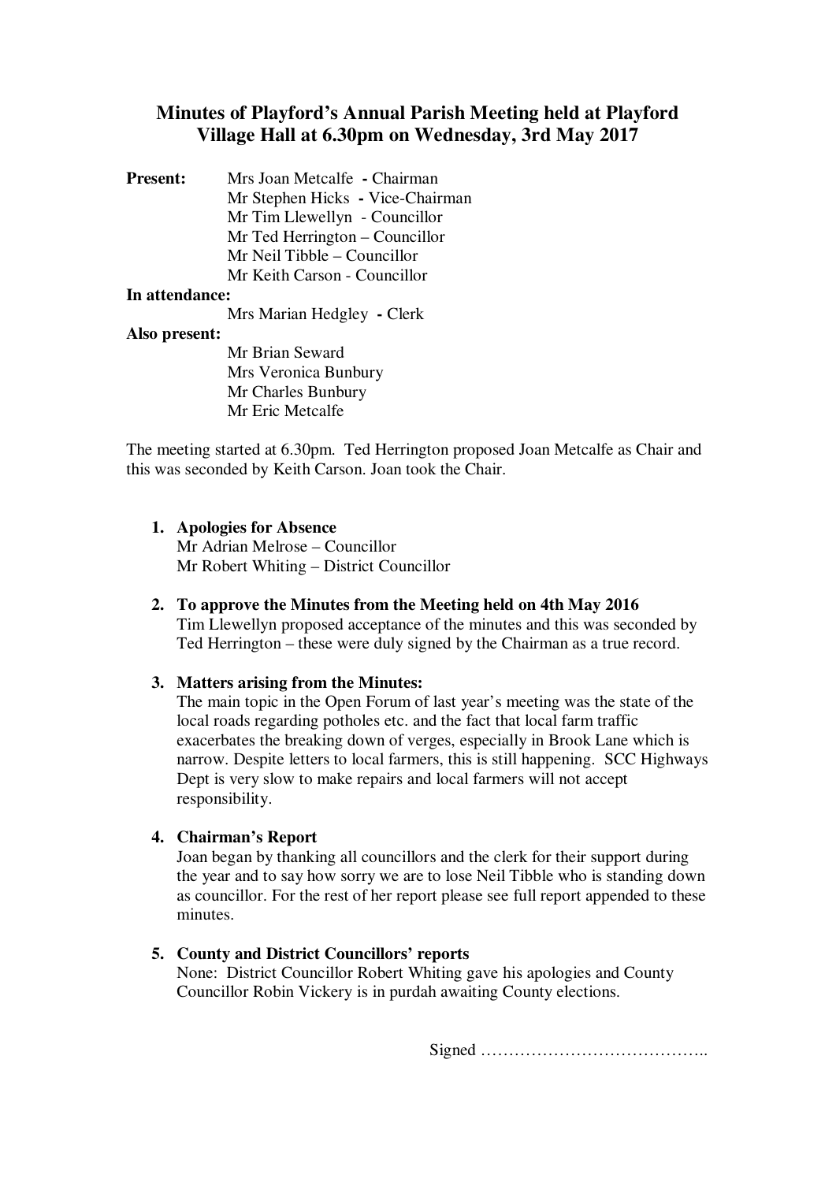# Minutes of Playford's Annual Parish Meeting held at Playford Village Hall at 6.30pm on Wednesday, 3rd May 2017

**Present:**
Mrs Joan Metcalfe - Chairman
Mr Stephen Hicks - Vice-Chairman
Mr Tim Llewellyn - Councillor
Mr Ted Herrington – Councillor
Mr Neil Tibble – Councillor
Mr Keith Carson - Councillor

**In attendance:**
Mrs Marian Hedgley - Clerk

**Also present:**
Mr Brian Seward
Mrs Veronica Bunbury
Mr Charles Bunbury
Mr Eric Metcalfe

The meeting started at 6.30pm. Ted Herrington proposed Joan Metcalfe as Chair and this was seconded by Keith Carson. Joan took the Chair.

1. **Apologies for Absence**
   Mr Adrian Melrose – Councillor
   Mr Robert Whiting – District Councillor

2. **To approve the Minutes from the Meeting held on 4th May 2016**
   Tim Llewellyn proposed acceptance of the minutes and this was seconded by Ted Herrington – these were duly signed by the Chairman as a true record.

3. **Matters arising from the Minutes:**
   The main topic in the Open Forum of last year's meeting was the state of the local roads regarding potholes etc. and the fact that local farm traffic exacerbates the breaking down of verges, especially in Brook Lane which is narrow. Despite letters to local farmers, this is still happening. SCC Highways Dept is very slow to make repairs and local farmers will not accept responsibility.

4. **Chairman's Report**
   Joan began by thanking all councillors and the clerk for their support during the year and to say how sorry we are to lose Neil Tibble who is standing down as councillor. For the rest of her report please see full report appended to these minutes.

5. **County and District Councillors' reports**
   None: District Councillor Robert Whiting gave his apologies and County Councillor Robin Vickery is in purdah awaiting County elections.

Signed …………………………………..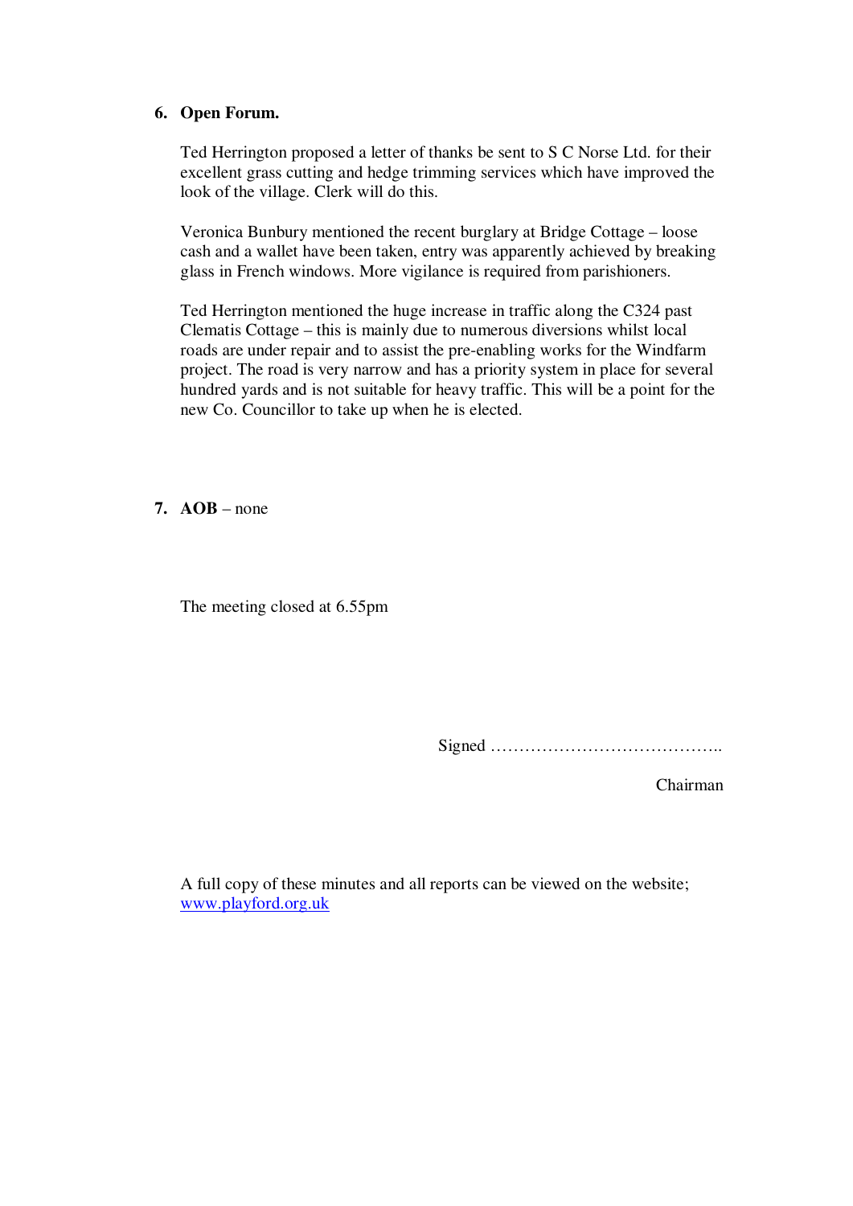## 6. Open Forum.

Ted Herrington proposed a letter of thanks be sent to S C Norse Ltd. for their excellent grass cutting and hedge trimming services which have improved the look of the village. Clerk will do this.

Veronica Bunbury mentioned the recent burglary at Bridge Cottage – loose cash and a wallet have been taken, entry was apparently achieved by breaking glass in French windows. More vigilance is required from parishioners.

Ted Herrington mentioned the huge increase in traffic along the C324 past Clematis Cottage – this is mainly due to numerous diversions whilst local roads are under repair and to assist the pre-enabling works for the Windfarm project. The road is very narrow and has a priority system in place for several hundred yards and is not suitable for heavy traffic. This will be a point for the new Co. Councillor to take up when he is elected.

## 7. AOB – none

The meeting closed at 6.55pm

Signed …………………………………..

Chairman

A full copy of these minutes and all reports can be viewed on the website; [www.playford.org.uk](http://www.playford.org.uk)